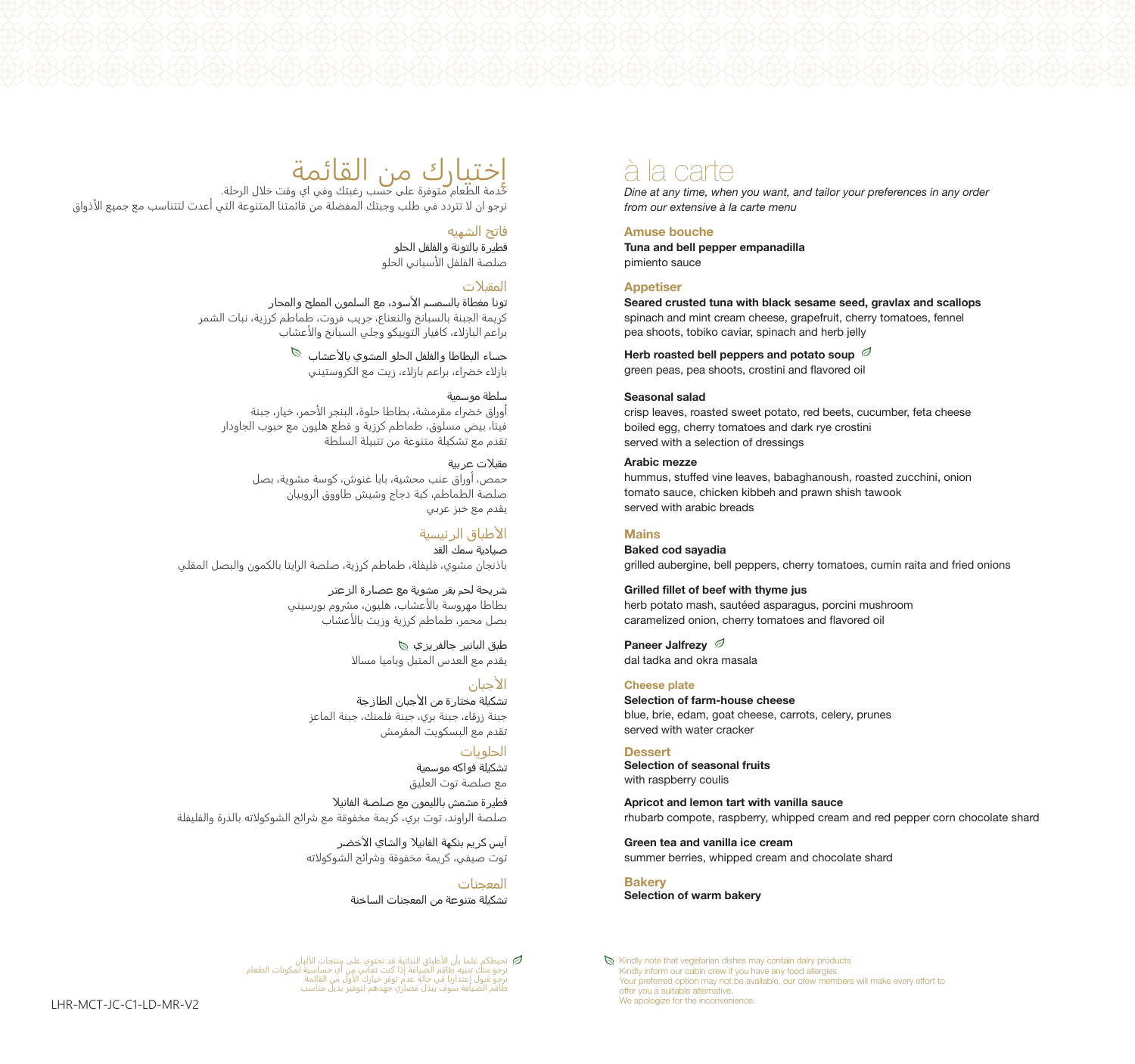# إختيارك من القائمة

خدمة الطعام متوفرة على حسب رغبتك وفي اي وقت خلال الرحلة.
نرجو ان لا تتردد في طلب وجبتك المفضلة من قائمتنا المتنوعة التي أعدت لتتناسب مع جميع الأذواق

## فاتح الشهيه

**فطيرة بالتونة والفلفل الحلو**
صلصة الفلفل الأسباني الحلو

## المقبلات

**تونا مغطاة بالسمسم الأسود، مع السلمون المملح والمحار**
كريمة الجبنة بالسبانخ والنعناع، جريب فروت، طماطم كرزية، نبات الشمر
براعم البازلاء، كافيار التوبيكو وجلي السبانخ والأعشاب

**حساء البطاطا والفلفل الحلو المشوي بالأعشاب** 🍃
بازلاء خضراء، براعم بازلاء، زيت مع الكروستيني

**سلطة موسمية**
أوراق خضراء مقرمشة، بطاطا حلوة، البنجر الأحمر، خيار، جبنة
فيتا، بيض مسلوق، طماطم كرزية و قطع هليون مع حبوب الجاودار
تقدم مع تشكيلة متنوعة من تتبيلة السلطة

**مقبلات عربية**
حمص، أوراق عنب محشية، بابا غنوش، كوسة مشوية، بصل
صلصة الطماطم، كبة دجاج وشيش طاووق الروبيان
يقدم مع خبز عربي

## الأطباق الرئيسية

**صيادية سمك القد**
باذنجان مشوي، فليفلة، طماطم كرزية، صلصة الرايتا بالكمون والبصل المقلي

**شريحة لحم بقر مشوية مع عصارة الزعتر**
بطاطا مهروسة بالأعشاب، هليون، مشروم بورسيني
بصل محمر، طماطم كرزية وزيت بالأعشاب

**طبق البانير جالفريزي** 🍃
يقدم مع العدس المتبل وباميا مسالا

## الأجبان

**تشكيلة مختارة من الأجبان الطازجة**
جبنة زرقاء، جبنة بري، جبنة فلمنك، جبنة الماعز
تقدم مع البسكويت المقرمش

## الحلويات

**تشكيلة فواكه موسمية**
مع صلصة توت العليق

**فطيرة مشمش بالليمون مع صلصة الفانيلا**
صلصة الراوند، توت بري، كريمة مخفوقة مع شرائح الشوكولاته بالذرة والفليفلة

**آيس كريم بنكهة الفانيلا والشاي الأخضر**
توت صيفي، كريمة مخفوقة وشرائح الشوكولاته

## المعجنات

**تشكيلة متنوعة من المعجنات الساخنة**

🍃 نحيطكم علما بأن الأطباق النباتية قد تحتوي على منتجات الألبان
نرجو منك تنبيه طاقم الضيافة إذا كنت تعاني من أي حساسية لمكونات الطعام
نرجو قبول إعتذارنا في حالة عدم توفر خيارك الأول من القائمة.
طاقم الضيافة سوف يبذل قصارى جهدهم لتوفير بديل مناسب

# à la carte

*Dine at any time, when you want, and tailor your preferences in any order from our extensive à la carte menu*

## Amuse bouche

**Tuna and bell pepper empanadilla**
pimiento sauce

## Appetiser

**Seared crusted tuna with black sesame seed, gravlax and scallops**
spinach and mint cream cheese, grapefruit, cherry tomatoes, fennel
pea shoots, tobiko caviar, spinach and herb jelly

**Herb roasted bell peppers and potato soup** 🍃
green peas, pea shoots, crostini and flavored oil

**Seasonal salad**
crisp leaves, roasted sweet potato, red beets, cucumber, feta cheese
boiled egg, cherry tomatoes and dark rye crostini
served with a selection of dressings

**Arabic mezze**
hummus, stuffed vine leaves, babaghanoush, roasted zucchini, onion
tomato sauce, chicken kibbeh and prawn shish tawook
served with arabic breads

## Mains

**Baked cod sayadia**
grilled aubergine, bell peppers, cherry tomatoes, cumin raita and fried onions

**Grilled fillet of beef with thyme jus**
herb potato mash, sautéed asparagus, porcini mushroom
caramelized onion, cherry tomatoes and flavored oil

**Paneer Jalfrezy** 🍃
dal tadka and okra masala

## Cheese plate

**Selection of farm-house cheese**
blue, brie, edam, goat cheese, carrots, celery, prunes
served with water cracker

## Dessert

**Selection of seasonal fruits**
with raspberry coulis

**Apricot and lemon tart with vanilla sauce**
rhubarb compote, raspberry, whipped cream and red pepper corn chocolate shard

**Green tea and vanilla ice cream**
summer berries, whipped cream and chocolate shard

## Bakery

**Selection of warm bakery**

🍃 Kindly note that vegetarian dishes may contain dairy products
Kindly inform our cabin crew if you have any food allergies
Your preferred option may not be available, our crew members will make every effort to offer you a suitable alternative.
We apologize for the inconvenience.

LHR-MCT-JC-C1-LD-MR-V2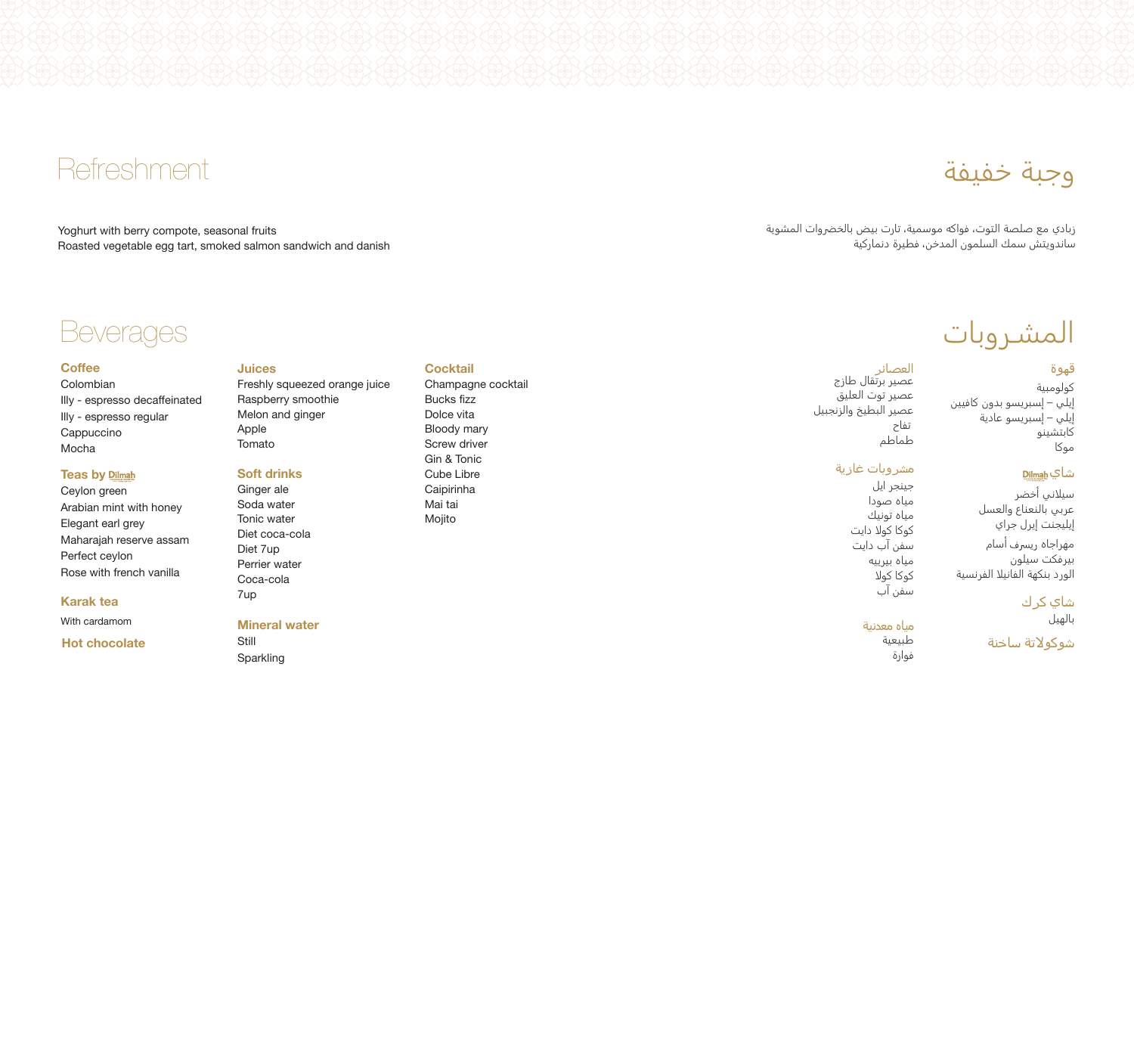# Refreshment

Yoghurt with berry compote, seasonal fruits
Roasted vegetable egg tart, smoked salmon sandwich and danish

# وجبة خفيفة

زبادي مع صلصة التوت، فواكه موسمية، تارت بيض بالخضروات المشوية
ساندويتش سمك السلمون المدخن، فطيرة دنماركية

# Beverages

### Coffee
Colombian
Illy - espresso decaffeinated
Illy - espresso regular
Cappuccino
Mocha

### Teas by Dilmah
Ceylon green
Arabian mint with honey
Elegant earl grey
Maharajah reserve assam
Perfect ceylon
Rose with french vanilla

### Karak tea
With cardamom

### Hot chocolate

### Juices
Freshly squeezed orange juice
Raspberry smoothie
Melon and ginger
Apple
Tomato

### Soft drinks
Ginger ale
Soda water
Tonic water
Diet coca-cola
Diet 7up
Perrier water
Coca-cola
7up

### Mineral water
Still
Sparkling

### Cocktail
Champagne cocktail
Bucks fizz
Dolce vita
Bloody mary
Screw driver
Gin & Tonic
Cube Libre
Caipirinha
Mai tai
Mojito

# المشروبات

### قهوة
كولومبية
إيلي – إسبريسو بدون كافيين
إيلي – إسبريسو عادية
كابتشينو
موكا

### شاي Dilmah
سيلاني أخضر
عربي بالنعناع والعسل
إيليجنت إيرل جراي
مهراجاه ريسرف أسام
بيرفكت سيلون
الورد بنكهة الفانيلا الفرنسية

### شاي كرك
بالهيل

### شوكولاتة ساخنة

### العصائر
عصير برتقال طازج
عصير توت العليق
عصير البطيخ والزنجبيل
تفاح
طماطم

### مشروبات غازية
جينجر ايل
مياه صودا
مياه تونيك
كوكا كولا دايت
سفن آب دايت
مياه بيرييه
كوكا كولا
سفن آب

### مياه معدنية
طبيعية
فوارة